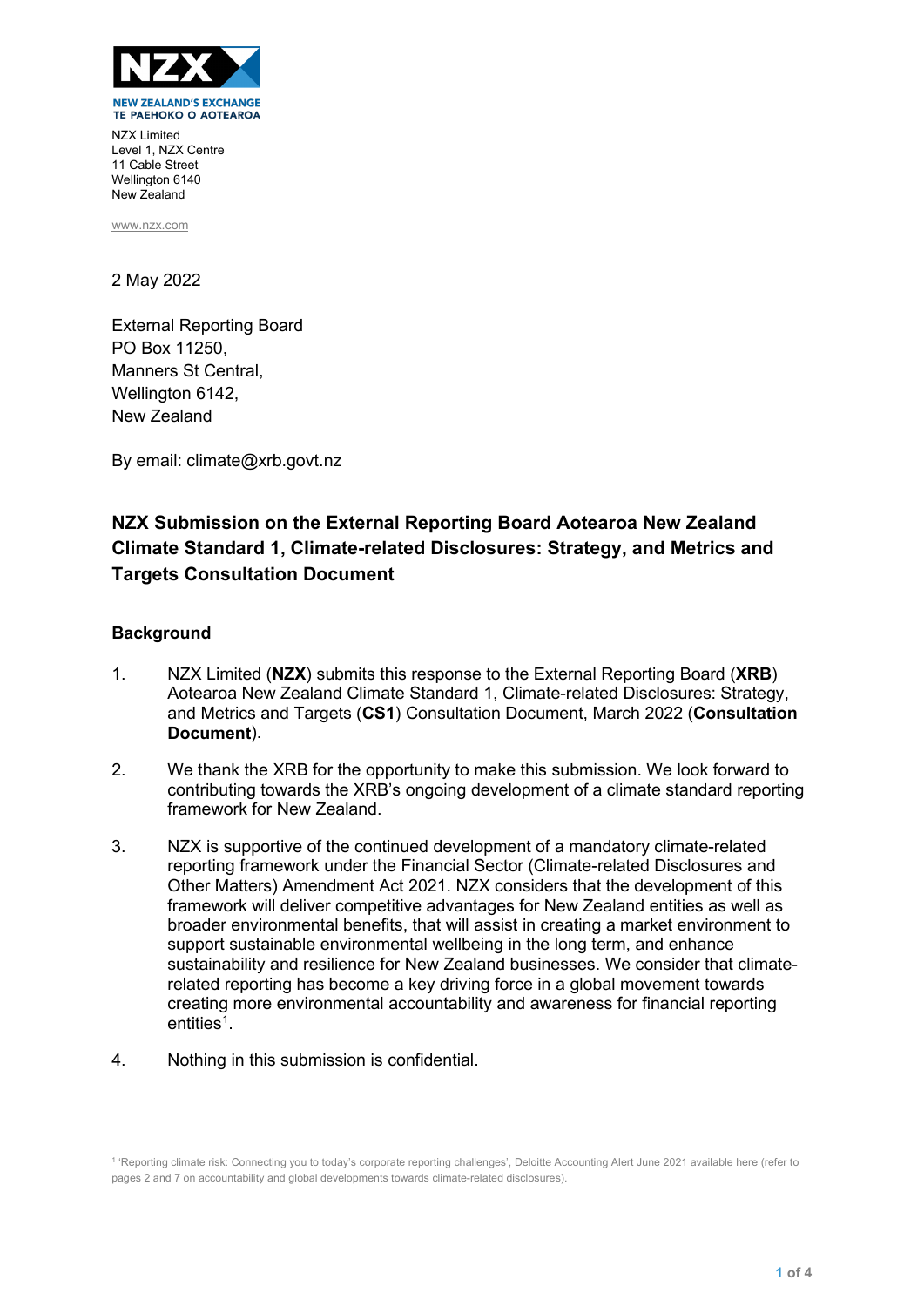**NZX**

NEW ZEALAND'S EXCHANGE
TE PAEHOKO O AOTEAROA

NZX Limited
Level 1, NZX Centre
11 Cable Street
Wellington 6140
New Zealand

www.nzx.com

2 May 2022

External Reporting Board
PO Box 11250,
Manners St Central,
Wellington 6142,
New Zealand

By email: climate@xrb.govt.nz

## NZX Submission on the External Reporting Board Aotearoa New Zealand Climate Standard 1, Climate-related Disclosures: Strategy, and Metrics and Targets Consultation Document

### Background

1. NZX Limited (**NZX**) submits this response to the External Reporting Board (**XRB**) Aotearoa New Zealand Climate Standard 1, Climate-related Disclosures: Strategy, and Metrics and Targets (**CS1**) Consultation Document, March 2022 (**Consultation Document**).

2. We thank the XRB for the opportunity to make this submission. We look forward to contributing towards the XRB's ongoing development of a climate standard reporting framework for New Zealand.

3. NZX is supportive of the continued development of a mandatory climate-related reporting framework under the Financial Sector (Climate-related Disclosures and Other Matters) Amendment Act 2021. NZX considers that the development of this framework will deliver competitive advantages for New Zealand entities as well as broader environmental benefits, that will assist in creating a market environment to support sustainable environmental wellbeing in the long term, and enhance sustainability and resilience for New Zealand businesses. We consider that climate-related reporting has become a key driving force in a global movement towards creating more environmental accountability and awareness for financial reporting entities[1].

4. Nothing in this submission is confidential.

---

[1] 'Reporting climate risk: Connecting you to today's corporate reporting challenges', Deloitte Accounting Alert June 2021 available here (refer to pages 2 and 7 on accountability and global developments towards climate-related disclosures).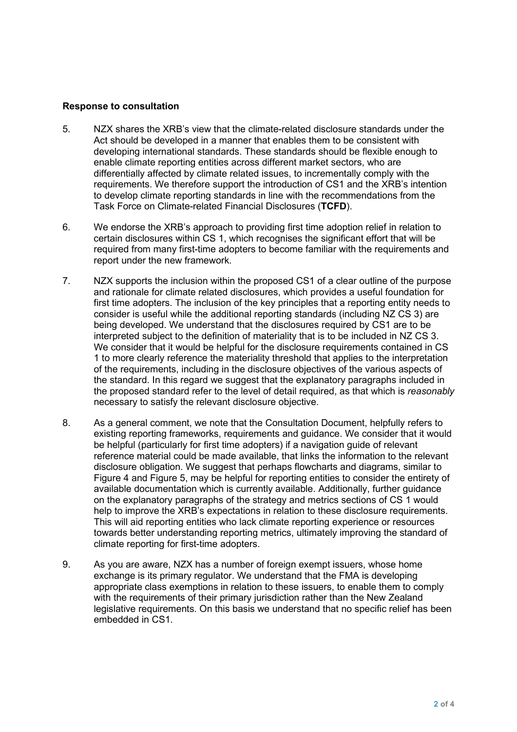**Response to consultation**

5. NZX shares the XRB's view that the climate-related disclosure standards under the Act should be developed in a manner that enables them to be consistent with developing international standards. These standards should be flexible enough to enable climate reporting entities across different market sectors, who are differentially affected by climate related issues, to incrementally comply with the requirements. We therefore support the introduction of CS1 and the XRB's intention to develop climate reporting standards in line with the recommendations from the Task Force on Climate-related Financial Disclosures (**TCFD**).

6. We endorse the XRB's approach to providing first time adoption relief in relation to certain disclosures within CS 1, which recognises the significant effort that will be required from many first-time adopters to become familiar with the requirements and report under the new framework.

7. NZX supports the inclusion within the proposed CS1 of a clear outline of the purpose and rationale for climate related disclosures, which provides a useful foundation for first time adopters. The inclusion of the key principles that a reporting entity needs to consider is useful while the additional reporting standards (including NZ CS 3) are being developed. We understand that the disclosures required by CS1 are to be interpreted subject to the definition of materiality that is to be included in NZ CS 3. We consider that it would be helpful for the disclosure requirements contained in CS 1 to more clearly reference the materiality threshold that applies to the interpretation of the requirements, including in the disclosure objectives of the various aspects of the standard. In this regard we suggest that the explanatory paragraphs included in the proposed standard refer to the level of detail required, as that which is *reasonably* necessary to satisfy the relevant disclosure objective.

8. As a general comment, we note that the Consultation Document, helpfully refers to existing reporting frameworks, requirements and guidance. We consider that it would be helpful (particularly for first time adopters) if a navigation guide of relevant reference material could be made available, that links the information to the relevant disclosure obligation. We suggest that perhaps flowcharts and diagrams, similar to Figure 4 and Figure 5, may be helpful for reporting entities to consider the entirety of available documentation which is currently available. Additionally, further guidance on the explanatory paragraphs of the strategy and metrics sections of CS 1 would help to improve the XRB's expectations in relation to these disclosure requirements. This will aid reporting entities who lack climate reporting experience or resources towards better understanding reporting metrics, ultimately improving the standard of climate reporting for first-time adopters.

9. As you are aware, NZX has a number of foreign exempt issuers, whose home exchange is its primary regulator. We understand that the FMA is developing appropriate class exemptions in relation to these issuers, to enable them to comply with the requirements of their primary jurisdiction rather than the New Zealand legislative requirements. On this basis we understand that no specific relief has been embedded in CS1.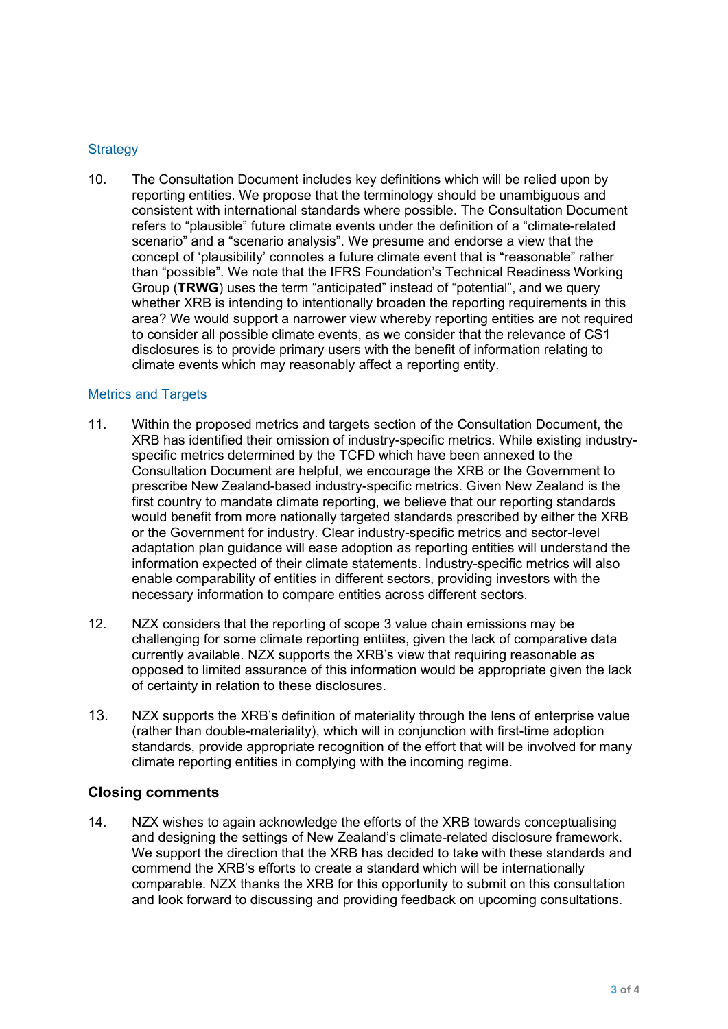### Strategy

10. The Consultation Document includes key definitions which will be relied upon by reporting entities. We propose that the terminology should be unambiguous and consistent with international standards where possible. The Consultation Document refers to "plausible" future climate events under the definition of a "climate-related scenario" and a "scenario analysis". We presume and endorse a view that the concept of 'plausibility' connotes a future climate event that is "reasonable" rather than "possible". We note that the IFRS Foundation's Technical Readiness Working Group (**TRWG**) uses the term "anticipated" instead of "potential", and we query whether XRB is intending to intentionally broaden the reporting requirements in this area? We would support a narrower view whereby reporting entities are not required to consider all possible climate events, as we consider that the relevance of CS1 disclosures is to provide primary users with the benefit of information relating to climate events which may reasonably affect a reporting entity.

### Metrics and Targets

11. Within the proposed metrics and targets section of the Consultation Document, the XRB has identified their omission of industry-specific metrics. While existing industry-specific metrics determined by the TCFD which have been annexed to the Consultation Document are helpful, we encourage the XRB or the Government to prescribe New Zealand-based industry-specific metrics. Given New Zealand is the first country to mandate climate reporting, we believe that our reporting standards would benefit from more nationally targeted standards prescribed by either the XRB or the Government for industry. Clear industry-specific metrics and sector-level adaptation plan guidance will ease adoption as reporting entities will understand the information expected of their climate statements. Industry-specific metrics will also enable comparability of entities in different sectors, providing investors with the necessary information to compare entities across different sectors.

12. NZX considers that the reporting of scope 3 value chain emissions may be challenging for some climate reporting entiites, given the lack of comparative data currently available. NZX supports the XRB's view that requiring reasonable as opposed to limited assurance of this information would be appropriate given the lack of certainty in relation to these disclosures.

13. NZX supports the XRB's definition of materiality through the lens of enterprise value (rather than double-materiality), which will in conjunction with first-time adoption standards, provide appropriate recognition of the effort that will be involved for many climate reporting entities in complying with the incoming regime.

## Closing comments

14. NZX wishes to again acknowledge the efforts of the XRB towards conceptualising and designing the settings of New Zealand's climate-related disclosure framework. We support the direction that the XRB has decided to take with these standards and commend the XRB's efforts to create a standard which will be internationally comparable. NZX thanks the XRB for this opportunity to submit on this consultation and look forward to discussing and providing feedback on upcoming consultations.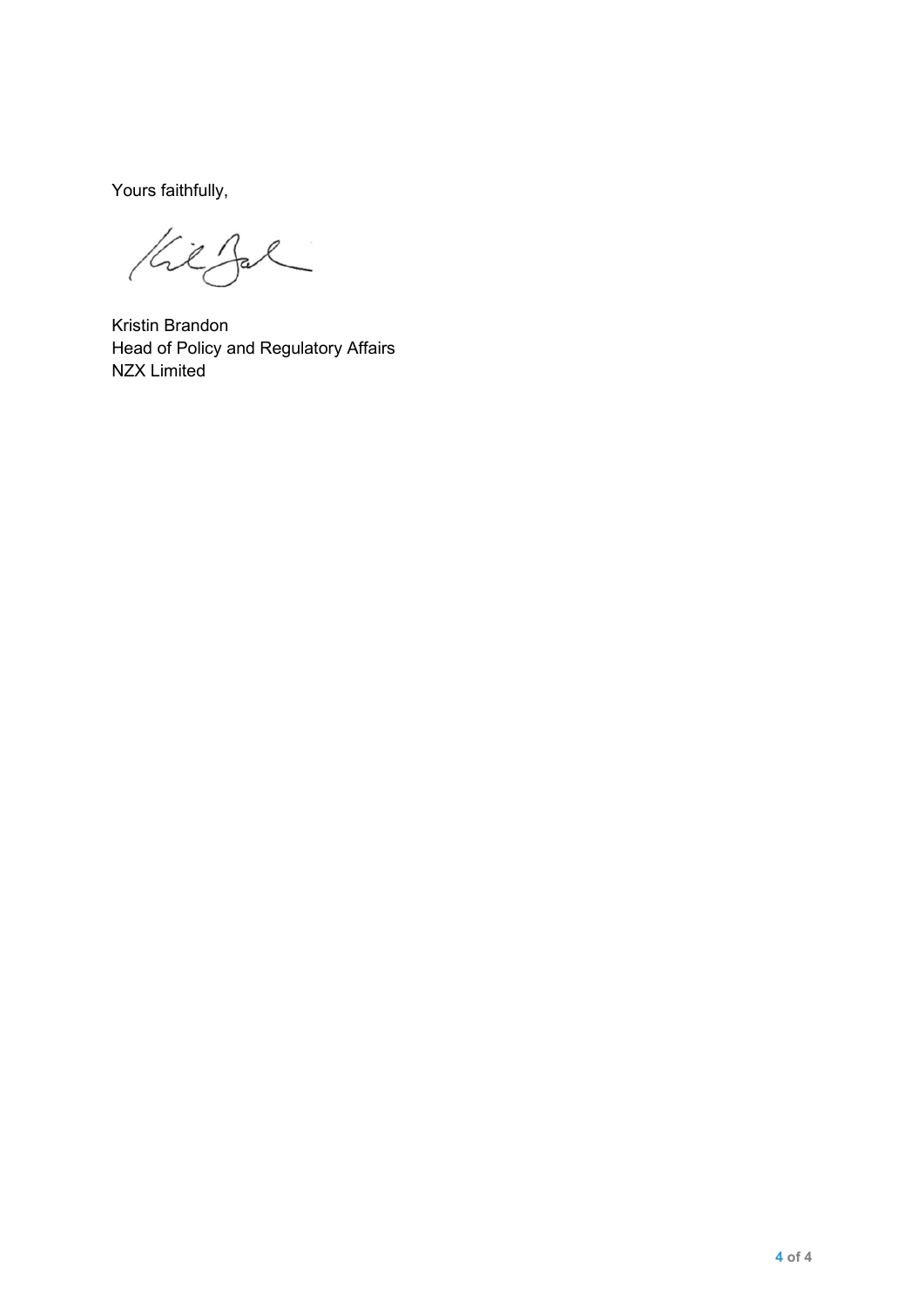Yours faithfully,

Kristin Brandon
Head of Policy and Regulatory Affairs
NZX Limited